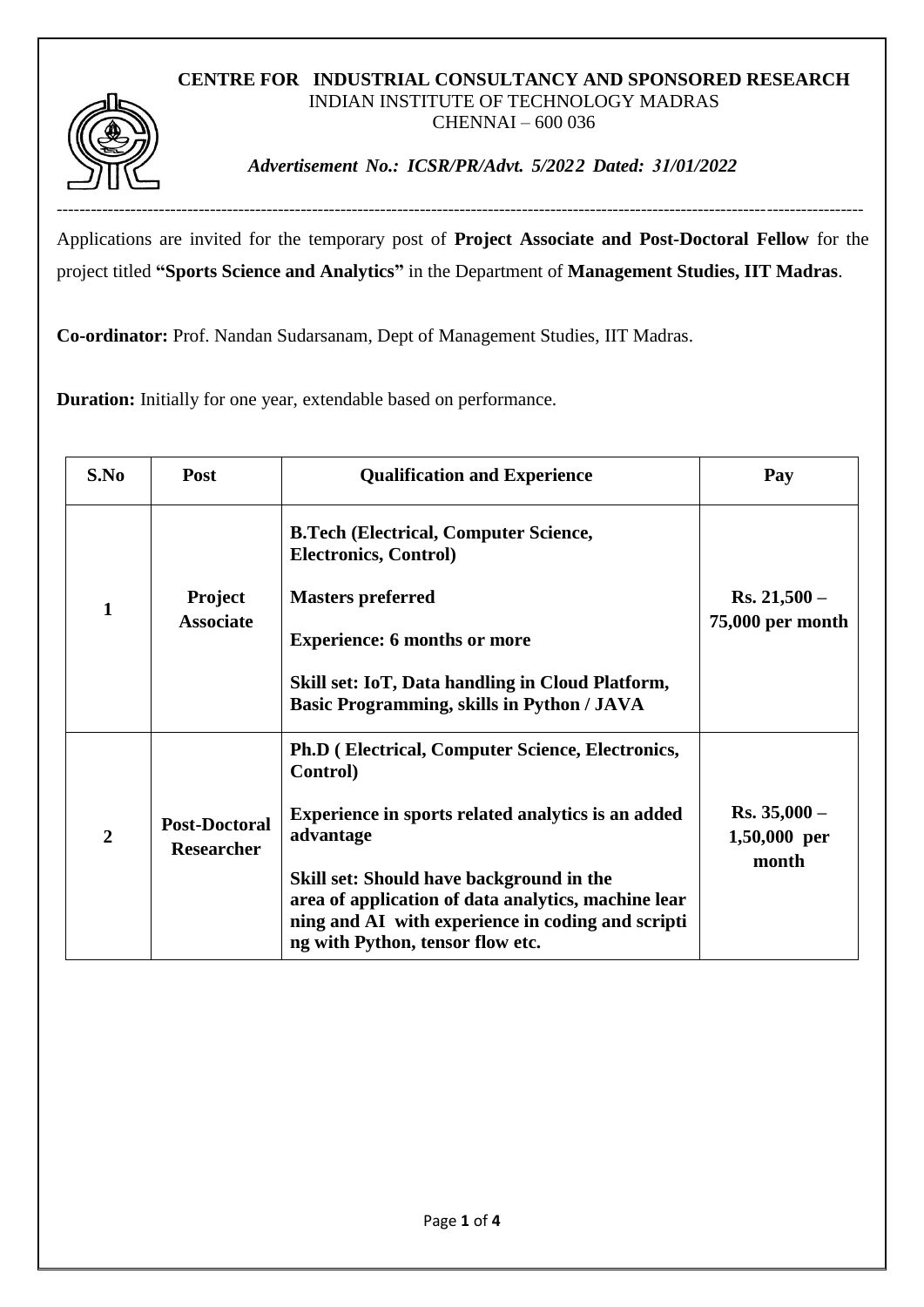**CENTRE FOR INDUSTRIAL CONSULTANCY AND SPONSORED RESEARCH**
INDIAN INSTITUTE OF TECHNOLOGY MADRAS
CHENNAI – 600 036

***Advertisement No.: ICSR/PR/Advt. 5/2022 Dated: 31/01/2022***

---

Applications are invited for the temporary post of **Project Associate and Post-Doctoral Fellow** for the project titled **"Sports Science and Analytics"** in the Department of **Management Studies, IIT Madras**.

**Co-ordinator:** Prof. Nandan Sudarsanam, Dept of Management Studies, IIT Madras.

**Duration:** Initially for one year, extendable based on performance.

| S.No | Post | Qualification and Experience | Pay |
|---|---|---|---|
| 1 | **Project Associate** | **B.Tech (Electrical, Computer Science, Electronics, Control)**<br>**Masters preferred**<br>**Experience: 6 months or more**<br>**Skill set: IoT, Data handling in Cloud Platform, Basic Programming, skills in Python / JAVA** | **Rs. 21,500 – 75,000 per month** |
| 2 | **Post-Doctoral Researcher** | **Ph.D ( Electrical, Computer Science, Electronics, Control)**<br>**Experience in sports related analytics is an added advantage**<br>**Skill set: Should have background in the area of application of data analytics, machine learning and AI with experience in coding and scripting with Python, tensor flow etc.** | **Rs. 35,000 – 1,50,000 per month** |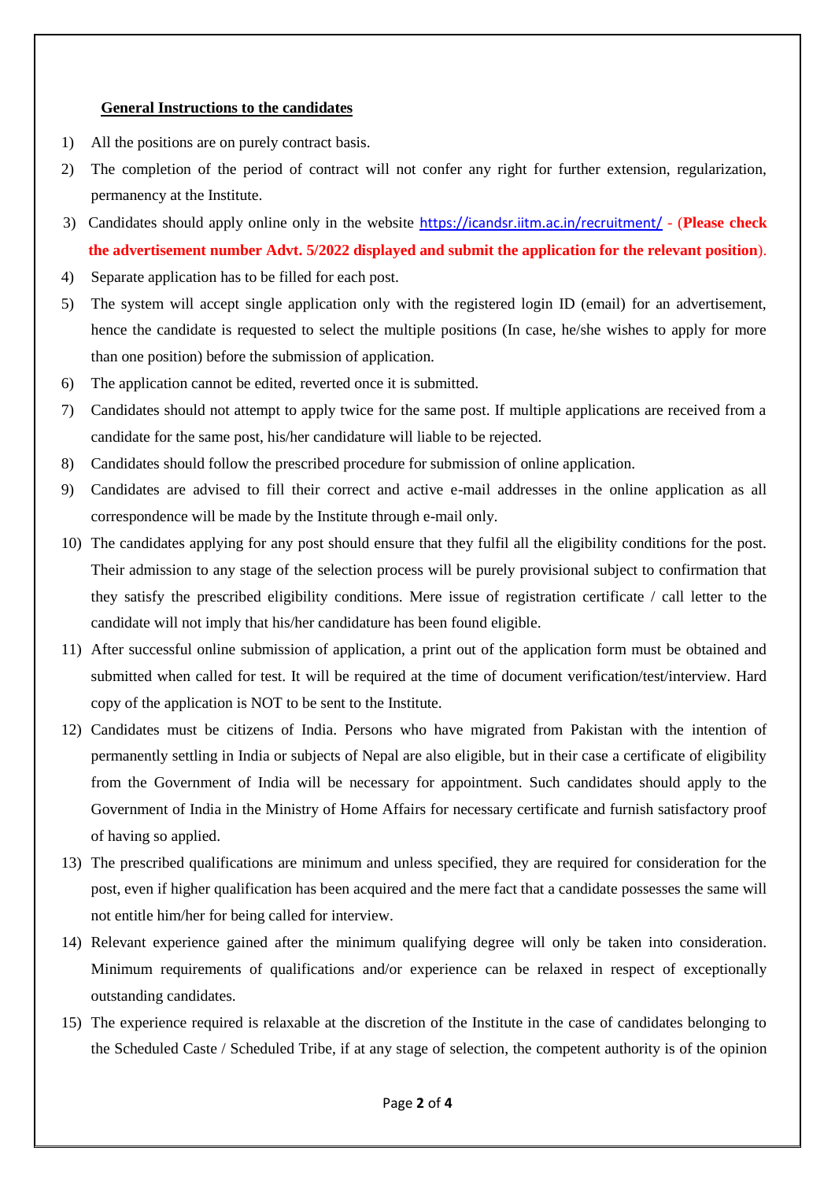**General Instructions to the candidates**

1) All the positions are on purely contract basis.
2) The completion of the period of contract will not confer any right for further extension, regularization, permanency at the Institute.
3) Candidates should apply online only in the website https://icandsr.iitm.ac.in/recruitment/ - (**Please check the advertisement number Advt. 5/2022 displayed and submit the application for the relevant position**).
4) Separate application has to be filled for each post.
5) The system will accept single application only with the registered login ID (email) for an advertisement, hence the candidate is requested to select the multiple positions (In case, he/she wishes to apply for more than one position) before the submission of application.
6) The application cannot be edited, reverted once it is submitted.
7) Candidates should not attempt to apply twice for the same post. If multiple applications are received from a candidate for the same post, his/her candidature will liable to be rejected.
8) Candidates should follow the prescribed procedure for submission of online application.
9) Candidates are advised to fill their correct and active e-mail addresses in the online application as all correspondence will be made by the Institute through e-mail only.
10) The candidates applying for any post should ensure that they fulfil all the eligibility conditions for the post. Their admission to any stage of the selection process will be purely provisional subject to confirmation that they satisfy the prescribed eligibility conditions. Mere issue of registration certificate / call letter to the candidate will not imply that his/her candidature has been found eligible.
11) After successful online submission of application, a print out of the application form must be obtained and submitted when called for test. It will be required at the time of document verification/test/interview. Hard copy of the application is NOT to be sent to the Institute.
12) Candidates must be citizens of India. Persons who have migrated from Pakistan with the intention of permanently settling in India or subjects of Nepal are also eligible, but in their case a certificate of eligibility from the Government of India will be necessary for appointment. Such candidates should apply to the Government of India in the Ministry of Home Affairs for necessary certificate and furnish satisfactory proof of having so applied.
13) The prescribed qualifications are minimum and unless specified, they are required for consideration for the post, even if higher qualification has been acquired and the mere fact that a candidate possesses the same will not entitle him/her for being called for interview.
14) Relevant experience gained after the minimum qualifying degree will only be taken into consideration. Minimum requirements of qualifications and/or experience can be relaxed in respect of exceptionally outstanding candidates.
15) The experience required is relaxable at the discretion of the Institute in the case of candidates belonging to the Scheduled Caste / Scheduled Tribe, if at any stage of selection, the competent authority is of the opinion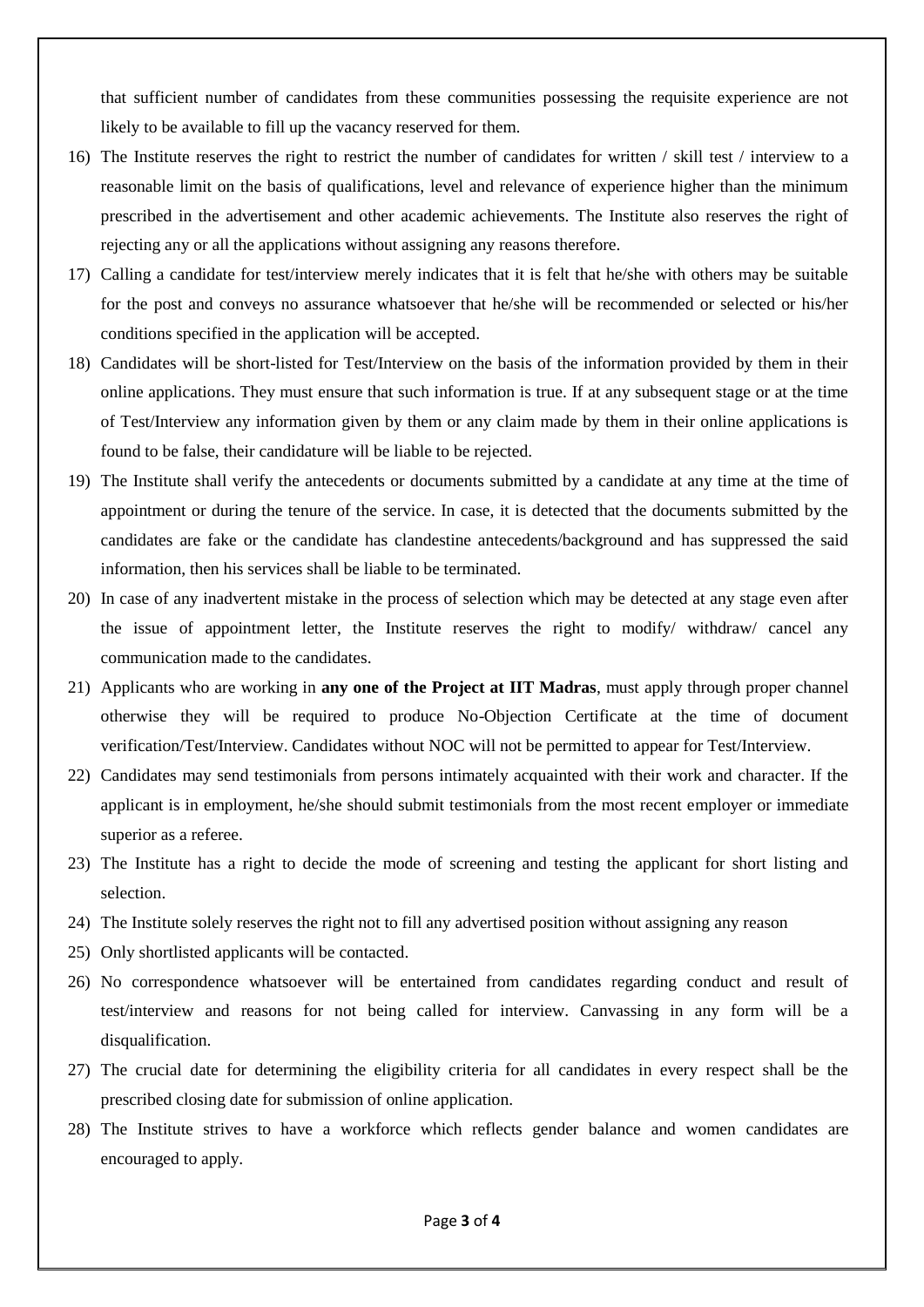that sufficient number of candidates from these communities possessing the requisite experience are not likely to be available to fill up the vacancy reserved for them.

16) The Institute reserves the right to restrict the number of candidates for written / skill test / interview to a reasonable limit on the basis of qualifications, level and relevance of experience higher than the minimum prescribed in the advertisement and other academic achievements. The Institute also reserves the right of rejecting any or all the applications without assigning any reasons therefore.
17) Calling a candidate for test/interview merely indicates that it is felt that he/she with others may be suitable for the post and conveys no assurance whatsoever that he/she will be recommended or selected or his/her conditions specified in the application will be accepted.
18) Candidates will be short-listed for Test/Interview on the basis of the information provided by them in their online applications. They must ensure that such information is true. If at any subsequent stage or at the time of Test/Interview any information given by them or any claim made by them in their online applications is found to be false, their candidature will be liable to be rejected.
19) The Institute shall verify the antecedents or documents submitted by a candidate at any time at the time of appointment or during the tenure of the service. In case, it is detected that the documents submitted by the candidates are fake or the candidate has clandestine antecedents/background and has suppressed the said information, then his services shall be liable to be terminated.
20) In case of any inadvertent mistake in the process of selection which may be detected at any stage even after the issue of appointment letter, the Institute reserves the right to modify/ withdraw/ cancel any communication made to the candidates.
21) Applicants who are working in **any one of the Project at IIT Madras**, must apply through proper channel otherwise they will be required to produce No-Objection Certificate at the time of document verification/Test/Interview. Candidates without NOC will not be permitted to appear for Test/Interview.
22) Candidates may send testimonials from persons intimately acquainted with their work and character. If the applicant is in employment, he/she should submit testimonials from the most recent employer or immediate superior as a referee.
23) The Institute has a right to decide the mode of screening and testing the applicant for short listing and selection.
24) The Institute solely reserves the right not to fill any advertised position without assigning any reason
25) Only shortlisted applicants will be contacted.
26) No correspondence whatsoever will be entertained from candidates regarding conduct and result of test/interview and reasons for not being called for interview. Canvassing in any form will be a disqualification.
27) The crucial date for determining the eligibility criteria for all candidates in every respect shall be the prescribed closing date for submission of online application.
28) The Institute strives to have a workforce which reflects gender balance and women candidates are encouraged to apply.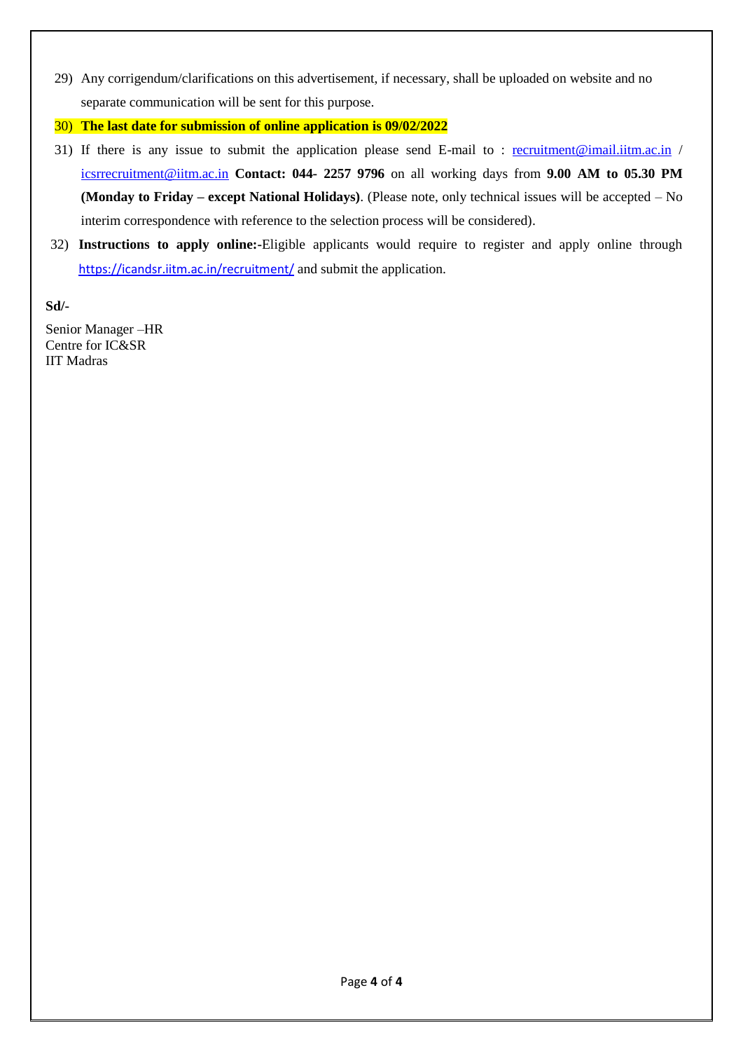29) Any corrigendum/clarifications on this advertisement, if necessary, shall be uploaded on website and no separate communication will be sent for this purpose.

30) **The last date for submission of online application is 09/02/2022**

31) If there is any issue to submit the application please send E-mail to : recruitment@imail.iitm.ac.in / icsrrecruitment@iitm.ac.in **Contact: 044- 2257 9796** on all working days from **9.00 AM to 05.30 PM (Monday to Friday – except National Holidays)**. (Please note, only technical issues will be accepted – No interim correspondence with reference to the selection process will be considered).

32) **Instructions to apply online:-**Eligible applicants would require to register and apply online through https://icandsr.iitm.ac.in/recruitment/ and submit the application.

**Sd/-**

Senior Manager –HR
Centre for IC&SR
IIT Madras